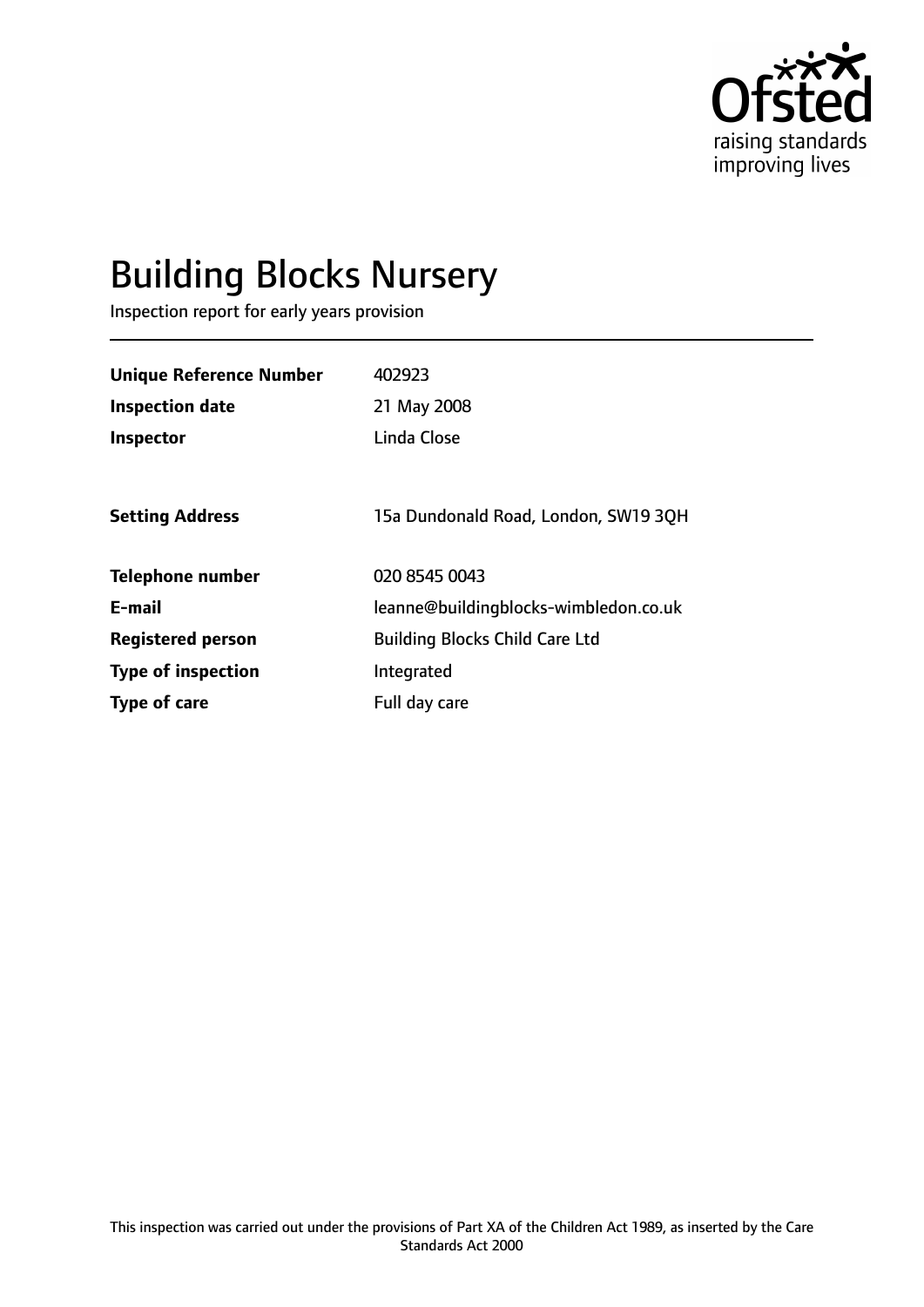Ofsted
raising standards
improving lives

# Building Blocks Nursery

Inspection report for early years provision

| | |
|---|---|
| **Unique Reference Number** | 402923 |
| **Inspection date** | 21 May 2008 |
| **Inspector** | Linda Close |
| | |
| **Setting Address** | 15a Dundonald Road, London, SW19 3QH |
| | |
| **Telephone number** | 020 8545 0043 |
| **E-mail** | leanne@buildingblocks-wimbledon.co.uk |
| **Registered person** | Building Blocks Child Care Ltd |
| **Type of inspection** | Integrated |
| **Type of care** | Full day care |

This inspection was carried out under the provisions of Part XA of the Children Act 1989, as inserted by the Care Standards Act 2000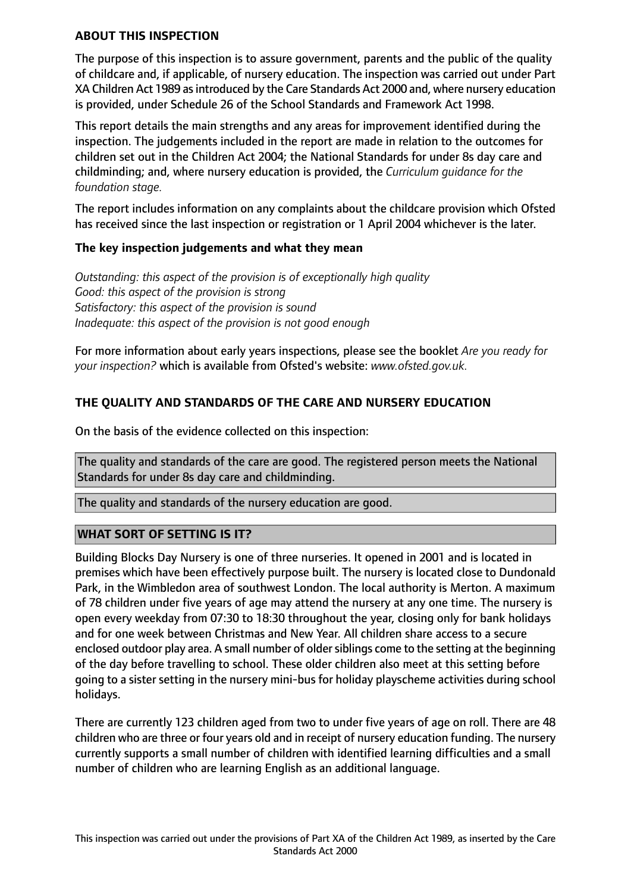**ABOUT THIS INSPECTION**

The purpose of this inspection is to assure government, parents and the public of the quality of childcare and, if applicable, of nursery education. The inspection was carried out under Part XA Children Act 1989 as introduced by the Care Standards Act 2000 and, where nursery education is provided, under Schedule 26 of the School Standards and Framework Act 1998.

This report details the main strengths and any areas for improvement identified during the inspection. The judgements included in the report are made in relation to the outcomes for children set out in the Children Act 2004; the National Standards for under 8s day care and childminding; and, where nursery education is provided, the *Curriculum guidance for the foundation stage.*

The report includes information on any complaints about the childcare provision which Ofsted has received since the last inspection or registration or 1 April 2004 whichever is the later.

**The key inspection judgements and what they mean**

*Outstanding: this aspect of the provision is of exceptionally high quality*
*Good: this aspect of the provision is strong*
*Satisfactory: this aspect of the provision is sound*
*Inadequate: this aspect of the provision is not good enough*

For more information about early years inspections, please see the booklet *Are you ready for your inspection?* which is available from Ofsted's website: *www.ofsted.gov.uk.*

**THE QUALITY AND STANDARDS OF THE CARE AND NURSERY EDUCATION**

On the basis of the evidence collected on this inspection:

The quality and standards of the care are good. The registered person meets the National Standards for under 8s day care and childminding.

The quality and standards of the nursery education are good.

**WHAT SORT OF SETTING IS IT?**

Building Blocks Day Nursery is one of three nurseries. It opened in 2001 and is located in premises which have been effectively purpose built. The nursery is located close to Dundonald Park, in the Wimbledon area of southwest London. The local authority is Merton. A maximum of 78 children under five years of age may attend the nursery at any one time. The nursery is open every weekday from 07:30 to 18:30 throughout the year, closing only for bank holidays and for one week between Christmas and New Year. All children share access to a secure enclosed outdoor play area. A small number of older siblings come to the setting at the beginning of the day before travelling to school. These older children also meet at this setting before going to a sister setting in the nursery mini-bus for holiday playscheme activities during school holidays.

There are currently 123 children aged from two to under five years of age on roll. There are 48 children who are three or four years old and in receipt of nursery education funding. The nursery currently supports a small number of children with identified learning difficulties and a small number of children who are learning English as an additional language.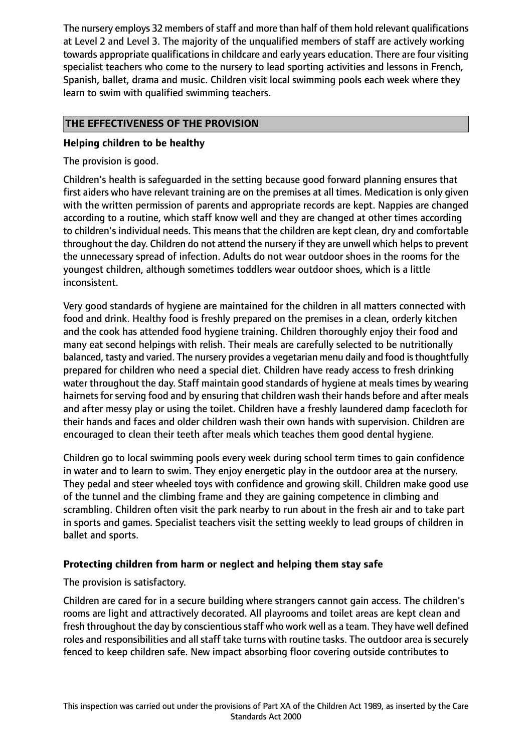The nursery employs 32 members of staff and more than half of them hold relevant qualifications at Level 2 and Level 3. The majority of the unqualified members of staff are actively working towards appropriate qualifications in childcare and early years education. There are four visiting specialist teachers who come to the nursery to lead sporting activities and lessons in French, Spanish, ballet, drama and music. Children visit local swimming pools each week where they learn to swim with qualified swimming teachers.

## THE EFFECTIVENESS OF THE PROVISION

### Helping children to be healthy

The provision is good.

Children's health is safeguarded in the setting because good forward planning ensures that first aiders who have relevant training are on the premises at all times. Medication is only given with the written permission of parents and appropriate records are kept. Nappies are changed according to a routine, which staff know well and they are changed at other times according to children's individual needs. This means that the children are kept clean, dry and comfortable throughout the day. Children do not attend the nursery if they are unwell which helps to prevent the unnecessary spread of infection. Adults do not wear outdoor shoes in the rooms for the youngest children, although sometimes toddlers wear outdoor shoes, which is a little inconsistent.

Very good standards of hygiene are maintained for the children in all matters connected with food and drink. Healthy food is freshly prepared on the premises in a clean, orderly kitchen and the cook has attended food hygiene training. Children thoroughly enjoy their food and many eat second helpings with relish. Their meals are carefully selected to be nutritionally balanced, tasty and varied. The nursery provides a vegetarian menu daily and food is thoughtfully prepared for children who need a special diet. Children have ready access to fresh drinking water throughout the day. Staff maintain good standards of hygiene at meals times by wearing hairnets for serving food and by ensuring that children wash their hands before and after meals and after messy play or using the toilet. Children have a freshly laundered damp facecloth for their hands and faces and older children wash their own hands with supervision. Children are encouraged to clean their teeth after meals which teaches them good dental hygiene.

Children go to local swimming pools every week during school term times to gain confidence in water and to learn to swim. They enjoy energetic play in the outdoor area at the nursery. They pedal and steer wheeled toys with confidence and growing skill. Children make good use of the tunnel and the climbing frame and they are gaining competence in climbing and scrambling. Children often visit the park nearby to run about in the fresh air and to take part in sports and games. Specialist teachers visit the setting weekly to lead groups of children in ballet and sports.

### Protecting children from harm or neglect and helping them stay safe

The provision is satisfactory.

Children are cared for in a secure building where strangers cannot gain access. The children's rooms are light and attractively decorated. All playrooms and toilet areas are kept clean and fresh throughout the day by conscientious staff who work well as a team. They have well defined roles and responsibilities and all staff take turns with routine tasks. The outdoor area is securely fenced to keep children safe. New impact absorbing floor covering outside contributes to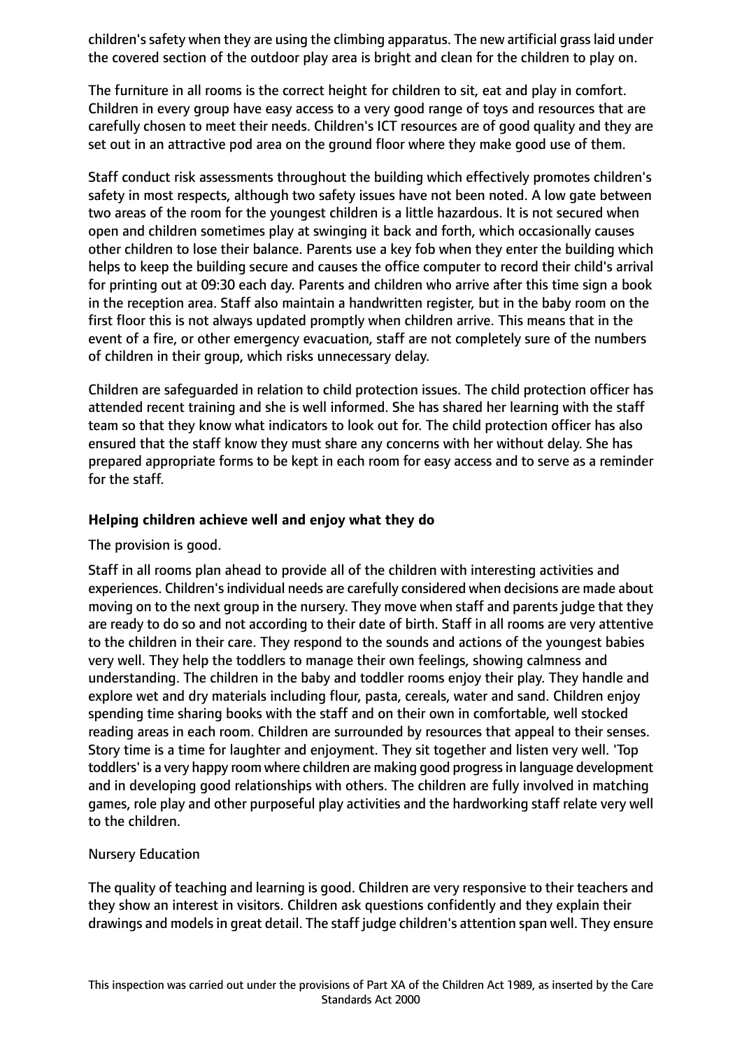children's safety when they are using the climbing apparatus. The new artificial grass laid under the covered section of the outdoor play area is bright and clean for the children to play on.

The furniture in all rooms is the correct height for children to sit, eat and play in comfort. Children in every group have easy access to a very good range of toys and resources that are carefully chosen to meet their needs. Children's ICT resources are of good quality and they are set out in an attractive pod area on the ground floor where they make good use of them.

Staff conduct risk assessments throughout the building which effectively promotes children's safety in most respects, although two safety issues have not been noted. A low gate between two areas of the room for the youngest children is a little hazardous. It is not secured when open and children sometimes play at swinging it back and forth, which occasionally causes other children to lose their balance. Parents use a key fob when they enter the building which helps to keep the building secure and causes the office computer to record their child's arrival for printing out at 09:30 each day. Parents and children who arrive after this time sign a book in the reception area. Staff also maintain a handwritten register, but in the baby room on the first floor this is not always updated promptly when children arrive. This means that in the event of a fire, or other emergency evacuation, staff are not completely sure of the numbers of children in their group, which risks unnecessary delay.

Children are safeguarded in relation to child protection issues. The child protection officer has attended recent training and she is well informed. She has shared her learning with the staff team so that they know what indicators to look out for. The child protection officer has also ensured that the staff know they must share any concerns with her without delay. She has prepared appropriate forms to be kept in each room for easy access and to serve as a reminder for the staff.

### Helping children achieve well and enjoy what they do

The provision is good.

Staff in all rooms plan ahead to provide all of the children with interesting activities and experiences. Children's individual needs are carefully considered when decisions are made about moving on to the next group in the nursery. They move when staff and parents judge that they are ready to do so and not according to their date of birth. Staff in all rooms are very attentive to the children in their care. They respond to the sounds and actions of the youngest babies very well. They help the toddlers to manage their own feelings, showing calmness and understanding. The children in the baby and toddler rooms enjoy their play. They handle and explore wet and dry materials including flour, pasta, cereals, water and sand. Children enjoy spending time sharing books with the staff and on their own in comfortable, well stocked reading areas in each room. Children are surrounded by resources that appeal to their senses. Story time is a time for laughter and enjoyment. They sit together and listen very well. 'Top toddlers' is a very happy room where children are making good progress in language development and in developing good relationships with others. The children are fully involved in matching games, role play and other purposeful play activities and the hardworking staff relate very well to the children.

Nursery Education

The quality of teaching and learning is good. Children are very responsive to their teachers and they show an interest in visitors. Children ask questions confidently and they explain their drawings and models in great detail. The staff judge children's attention span well. They ensure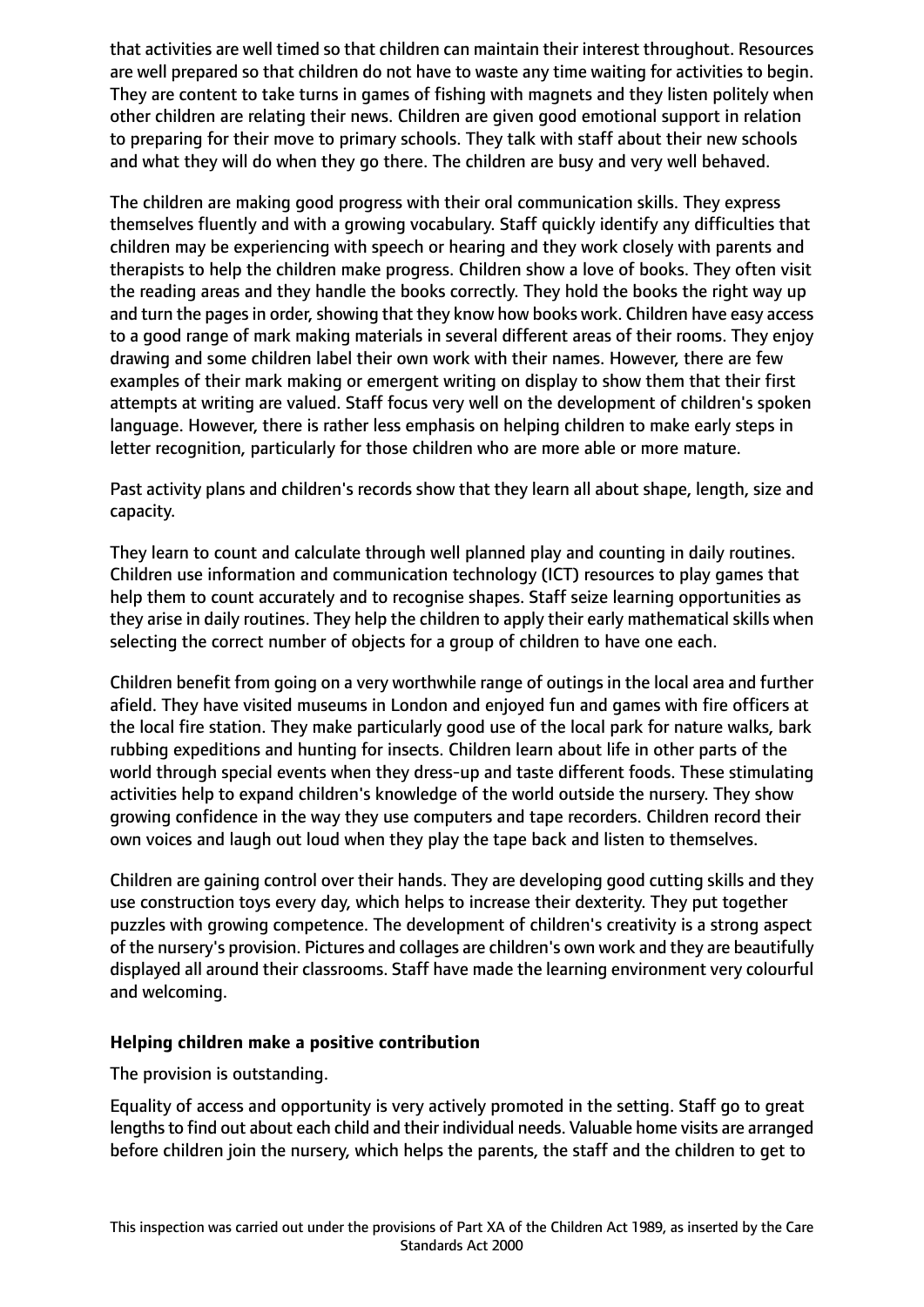that activities are well timed so that children can maintain their interest throughout. Resources are well prepared so that children do not have to waste any time waiting for activities to begin. They are content to take turns in games of fishing with magnets and they listen politely when other children are relating their news. Children are given good emotional support in relation to preparing for their move to primary schools. They talk with staff about their new schools and what they will do when they go there. The children are busy and very well behaved.

The children are making good progress with their oral communication skills. They express themselves fluently and with a growing vocabulary. Staff quickly identify any difficulties that children may be experiencing with speech or hearing and they work closely with parents and therapists to help the children make progress. Children show a love of books. They often visit the reading areas and they handle the books correctly. They hold the books the right way up and turn the pages in order, showing that they know how books work. Children have easy access to a good range of mark making materials in several different areas of their rooms. They enjoy drawing and some children label their own work with their names. However, there are few examples of their mark making or emergent writing on display to show them that their first attempts at writing are valued. Staff focus very well on the development of children's spoken language. However, there is rather less emphasis on helping children to make early steps in letter recognition, particularly for those children who are more able or more mature.

Past activity plans and children's records show that they learn all about shape, length, size and capacity.

They learn to count and calculate through well planned play and counting in daily routines. Children use information and communication technology (ICT) resources to play games that help them to count accurately and to recognise shapes. Staff seize learning opportunities as they arise in daily routines. They help the children to apply their early mathematical skills when selecting the correct number of objects for a group of children to have one each.

Children benefit from going on a very worthwhile range of outings in the local area and further afield. They have visited museums in London and enjoyed fun and games with fire officers at the local fire station. They make particularly good use of the local park for nature walks, bark rubbing expeditions and hunting for insects. Children learn about life in other parts of the world through special events when they dress-up and taste different foods. These stimulating activities help to expand children's knowledge of the world outside the nursery. They show growing confidence in the way they use computers and tape recorders. Children record their own voices and laugh out loud when they play the tape back and listen to themselves.

Children are gaining control over their hands. They are developing good cutting skills and they use construction toys every day, which helps to increase their dexterity. They put together puzzles with growing competence. The development of children's creativity is a strong aspect of the nursery's provision. Pictures and collages are children's own work and they are beautifully displayed all around their classrooms. Staff have made the learning environment very colourful and welcoming.

**Helping children make a positive contribution**

The provision is outstanding.

Equality of access and opportunity is very actively promoted in the setting. Staff go to great lengths to find out about each child and their individual needs. Valuable home visits are arranged before children join the nursery, which helps the parents, the staff and the children to get to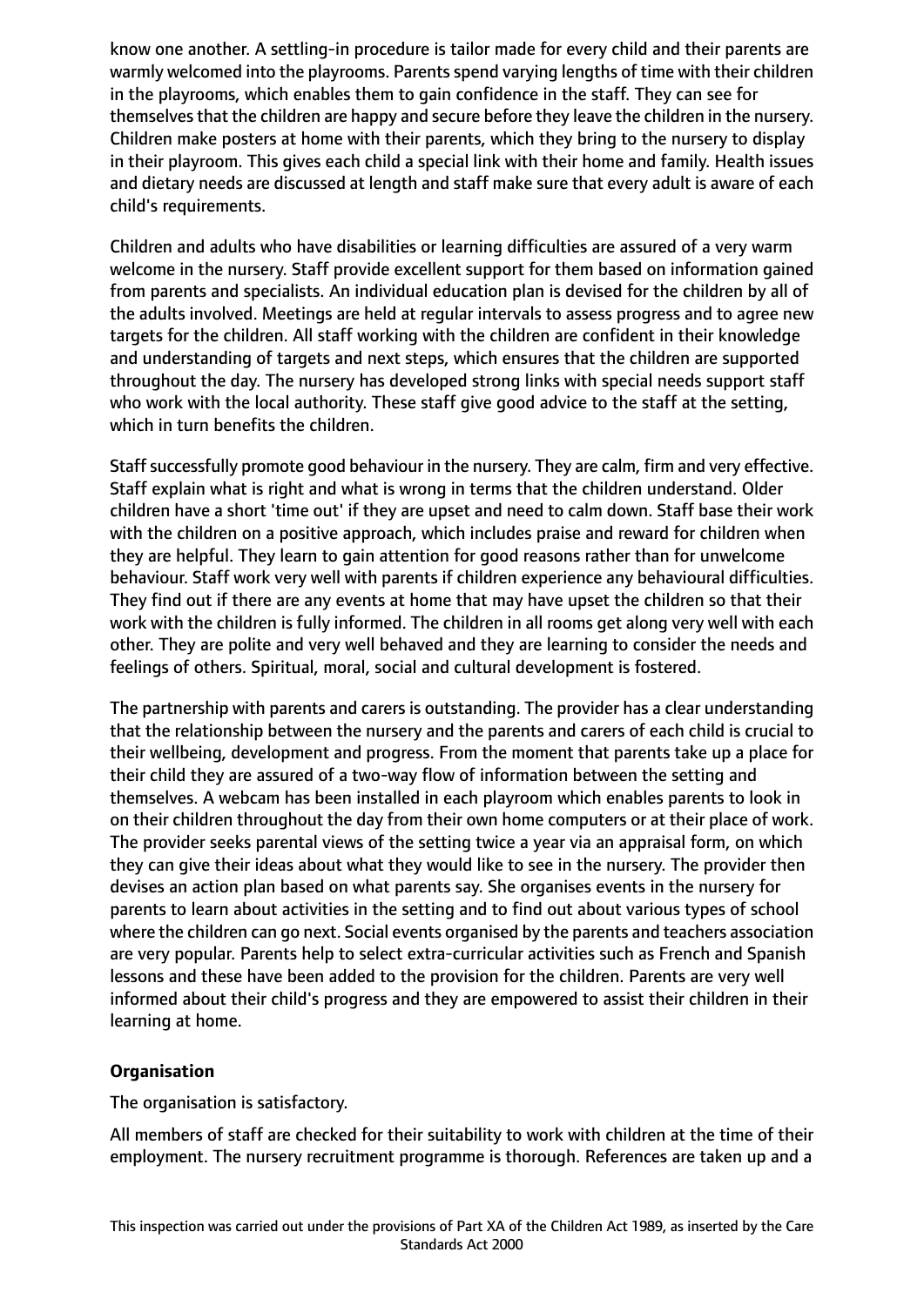know one another. A settling-in procedure is tailor made for every child and their parents are warmly welcomed into the playrooms. Parents spend varying lengths of time with their children in the playrooms, which enables them to gain confidence in the staff. They can see for themselves that the children are happy and secure before they leave the children in the nursery. Children make posters at home with their parents, which they bring to the nursery to display in their playroom. This gives each child a special link with their home and family. Health issues and dietary needs are discussed at length and staff make sure that every adult is aware of each child's requirements.

Children and adults who have disabilities or learning difficulties are assured of a very warm welcome in the nursery. Staff provide excellent support for them based on information gained from parents and specialists. An individual education plan is devised for the children by all of the adults involved. Meetings are held at regular intervals to assess progress and to agree new targets for the children. All staff working with the children are confident in their knowledge and understanding of targets and next steps, which ensures that the children are supported throughout the day. The nursery has developed strong links with special needs support staff who work with the local authority. These staff give good advice to the staff at the setting, which in turn benefits the children.

Staff successfully promote good behaviour in the nursery. They are calm, firm and very effective. Staff explain what is right and what is wrong in terms that the children understand. Older children have a short 'time out' if they are upset and need to calm down. Staff base their work with the children on a positive approach, which includes praise and reward for children when they are helpful. They learn to gain attention for good reasons rather than for unwelcome behaviour. Staff work very well with parents if children experience any behavioural difficulties. They find out if there are any events at home that may have upset the children so that their work with the children is fully informed. The children in all rooms get along very well with each other. They are polite and very well behaved and they are learning to consider the needs and feelings of others. Spiritual, moral, social and cultural development is fostered.

The partnership with parents and carers is outstanding. The provider has a clear understanding that the relationship between the nursery and the parents and carers of each child is crucial to their wellbeing, development and progress. From the moment that parents take up a place for their child they are assured of a two-way flow of information between the setting and themselves. A webcam has been installed in each playroom which enables parents to look in on their children throughout the day from their own home computers or at their place of work. The provider seeks parental views of the setting twice a year via an appraisal form, on which they can give their ideas about what they would like to see in the nursery. The provider then devises an action plan based on what parents say. She organises events in the nursery for parents to learn about activities in the setting and to find out about various types of school where the children can go next. Social events organised by the parents and teachers association are very popular. Parents help to select extra-curricular activities such as French and Spanish lessons and these have been added to the provision for the children. Parents are very well informed about their child's progress and they are empowered to assist their children in their learning at home.

**Organisation**

The organisation is satisfactory.

All members of staff are checked for their suitability to work with children at the time of their employment. The nursery recruitment programme is thorough. References are taken up and a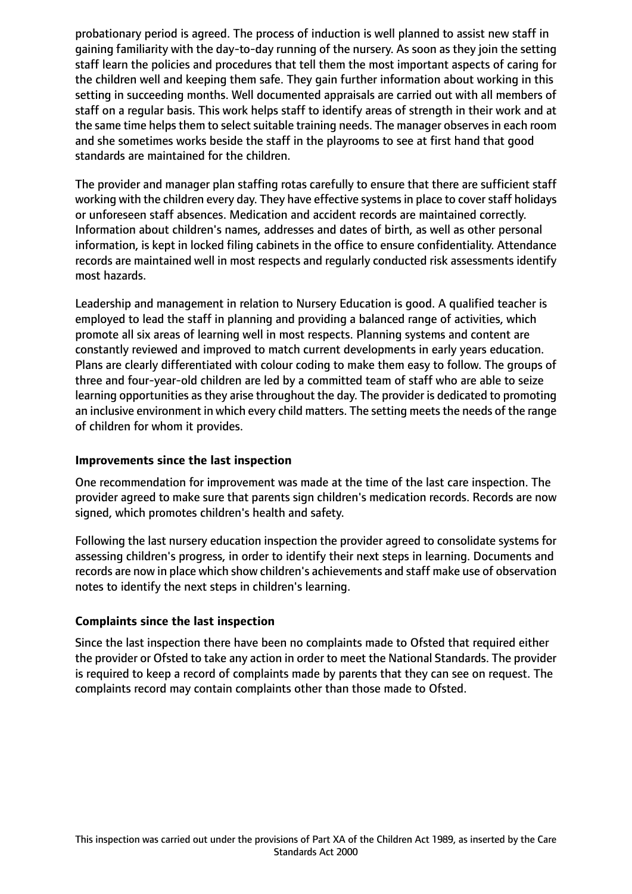probationary period is agreed. The process of induction is well planned to assist new staff in gaining familiarity with the day-to-day running of the nursery. As soon as they join the setting staff learn the policies and procedures that tell them the most important aspects of caring for the children well and keeping them safe. They gain further information about working in this setting in succeeding months. Well documented appraisals are carried out with all members of staff on a regular basis. This work helps staff to identify areas of strength in their work and at the same time helps them to select suitable training needs. The manager observes in each room and she sometimes works beside the staff in the playrooms to see at first hand that good standards are maintained for the children.

The provider and manager plan staffing rotas carefully to ensure that there are sufficient staff working with the children every day. They have effective systems in place to cover staff holidays or unforeseen staff absences. Medication and accident records are maintained correctly. Information about children's names, addresses and dates of birth, as well as other personal information, is kept in locked filing cabinets in the office to ensure confidentiality. Attendance records are maintained well in most respects and regularly conducted risk assessments identify most hazards.

Leadership and management in relation to Nursery Education is good. A qualified teacher is employed to lead the staff in planning and providing a balanced range of activities, which promote all six areas of learning well in most respects. Planning systems and content are constantly reviewed and improved to match current developments in early years education. Plans are clearly differentiated with colour coding to make them easy to follow. The groups of three and four-year-old children are led by a committed team of staff who are able to seize learning opportunities as they arise throughout the day. The provider is dedicated to promoting an inclusive environment in which every child matters. The setting meets the needs of the range of children for whom it provides.

### Improvements since the last inspection

One recommendation for improvement was made at the time of the last care inspection. The provider agreed to make sure that parents sign children's medication records. Records are now signed, which promotes children's health and safety.

Following the last nursery education inspection the provider agreed to consolidate systems for assessing children's progress, in order to identify their next steps in learning. Documents and records are now in place which show children's achievements and staff make use of observation notes to identify the next steps in children's learning.

### Complaints since the last inspection

Since the last inspection there have been no complaints made to Ofsted that required either the provider or Ofsted to take any action in order to meet the National Standards. The provider is required to keep a record of complaints made by parents that they can see on request. The complaints record may contain complaints other than those made to Ofsted.

This inspection was carried out under the provisions of Part XA of the Children Act 1989, as inserted by the Care Standards Act 2000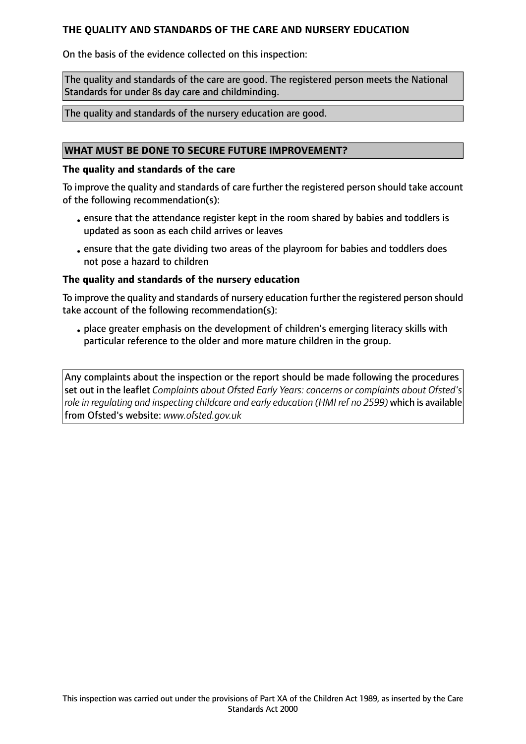## THE QUALITY AND STANDARDS OF THE CARE AND NURSERY EDUCATION

On the basis of the evidence collected on this inspection:

The quality and standards of the care are good. The registered person meets the National Standards for under 8s day care and childminding.

The quality and standards of the nursery education are good.

## WHAT MUST BE DONE TO SECURE FUTURE IMPROVEMENT?

### The quality and standards of the care

To improve the quality and standards of care further the registered person should take account of the following recommendation(s):

- ensure that the attendance register kept in the room shared by babies and toddlers is updated as soon as each child arrives or leaves
- ensure that the gate dividing two areas of the playroom for babies and toddlers does not pose a hazard to children

### The quality and standards of the nursery education

To improve the quality and standards of nursery education further the registered person should take account of the following recommendation(s):

- place greater emphasis on the development of children's emerging literacy skills with particular reference to the older and more mature children in the group.

Any complaints about the inspection or the report should be made following the procedures set out in the leaflet *Complaints about Ofsted Early Years: concerns or complaints about Ofsted's role in regulating and inspecting childcare and early education (HMI ref no 2599)* which is available from Ofsted's website: *www.ofsted.gov.uk*

This inspection was carried out under the provisions of Part XA of the Children Act 1989, as inserted by the Care Standards Act 2000